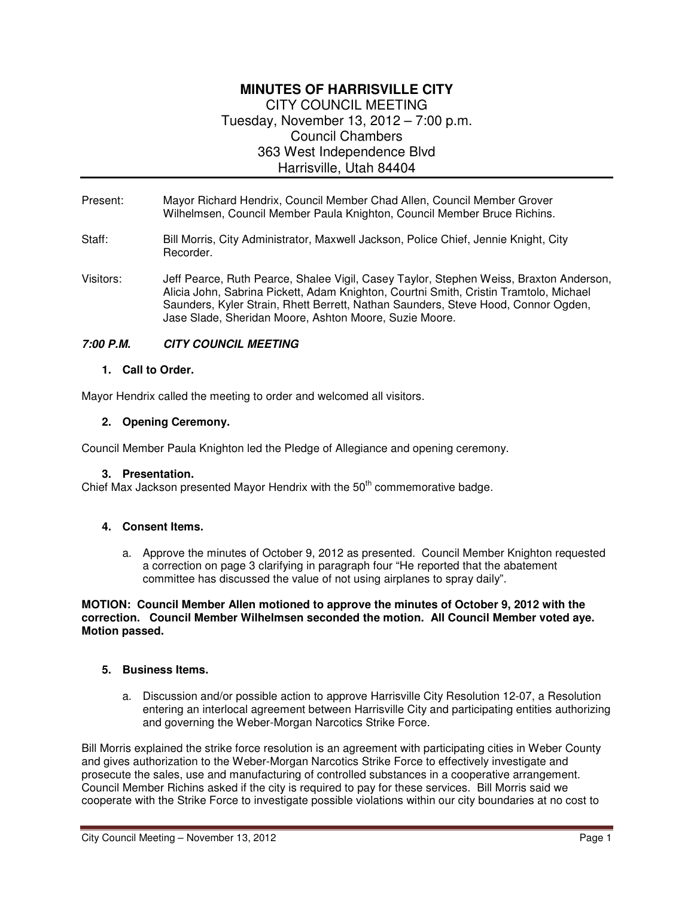# MINUTES OF HARRISVILLE CITY

CITY COUNCIL MEETING
Tuesday, November 13, 2012 – 7:00 p.m.
Council Chambers
363 West Independence Blvd
Harrisville, Utah 84404

Present: Mayor Richard Hendrix, Council Member Chad Allen, Council Member Grover Wilhelmsen, Council Member Paula Knighton, Council Member Bruce Richins.

Staff: Bill Morris, City Administrator, Maxwell Jackson, Police Chief, Jennie Knight, City Recorder.

Visitors: Jeff Pearce, Ruth Pearce, Shalee Vigil, Casey Taylor, Stephen Weiss, Braxton Anderson, Alicia John, Sabrina Pickett, Adam Knighton, Courtni Smith, Cristin Tramtolo, Michael Saunders, Kyler Strain, Rhett Berrett, Nathan Saunders, Steve Hood, Connor Ogden, Jase Slade, Sheridan Moore, Ashton Moore, Suzie Moore.

***7:00 P.M. CITY COUNCIL MEETING***

**1. Call to Order.**

Mayor Hendrix called the meeting to order and welcomed all visitors.

**2. Opening Ceremony.**

Council Member Paula Knighton led the Pledge of Allegiance and opening ceremony.

**3. Presentation.**

Chief Max Jackson presented Mayor Hendrix with the 50th commemorative badge.

**4. Consent Items.**

a. Approve the minutes of October 9, 2012 as presented. Council Member Knighton requested a correction on page 3 clarifying in paragraph four "He reported that the abatement committee has discussed the value of not using airplanes to spray daily".

**MOTION: Council Member Allen motioned to approve the minutes of October 9, 2012 with the correction. Council Member Wilhelmsen seconded the motion. All Council Member voted aye. Motion passed.**

**5. Business Items.**

a. Discussion and/or possible action to approve Harrisville City Resolution 12-07, a Resolution entering an interlocal agreement between Harrisville City and participating entities authorizing and governing the Weber-Morgan Narcotics Strike Force.

Bill Morris explained the strike force resolution is an agreement with participating cities in Weber County and gives authorization to the Weber-Morgan Narcotics Strike Force to effectively investigate and prosecute the sales, use and manufacturing of controlled substances in a cooperative arrangement. Council Member Richins asked if the city is required to pay for these services. Bill Morris said we cooperate with the Strike Force to investigate possible violations within our city boundaries at no cost to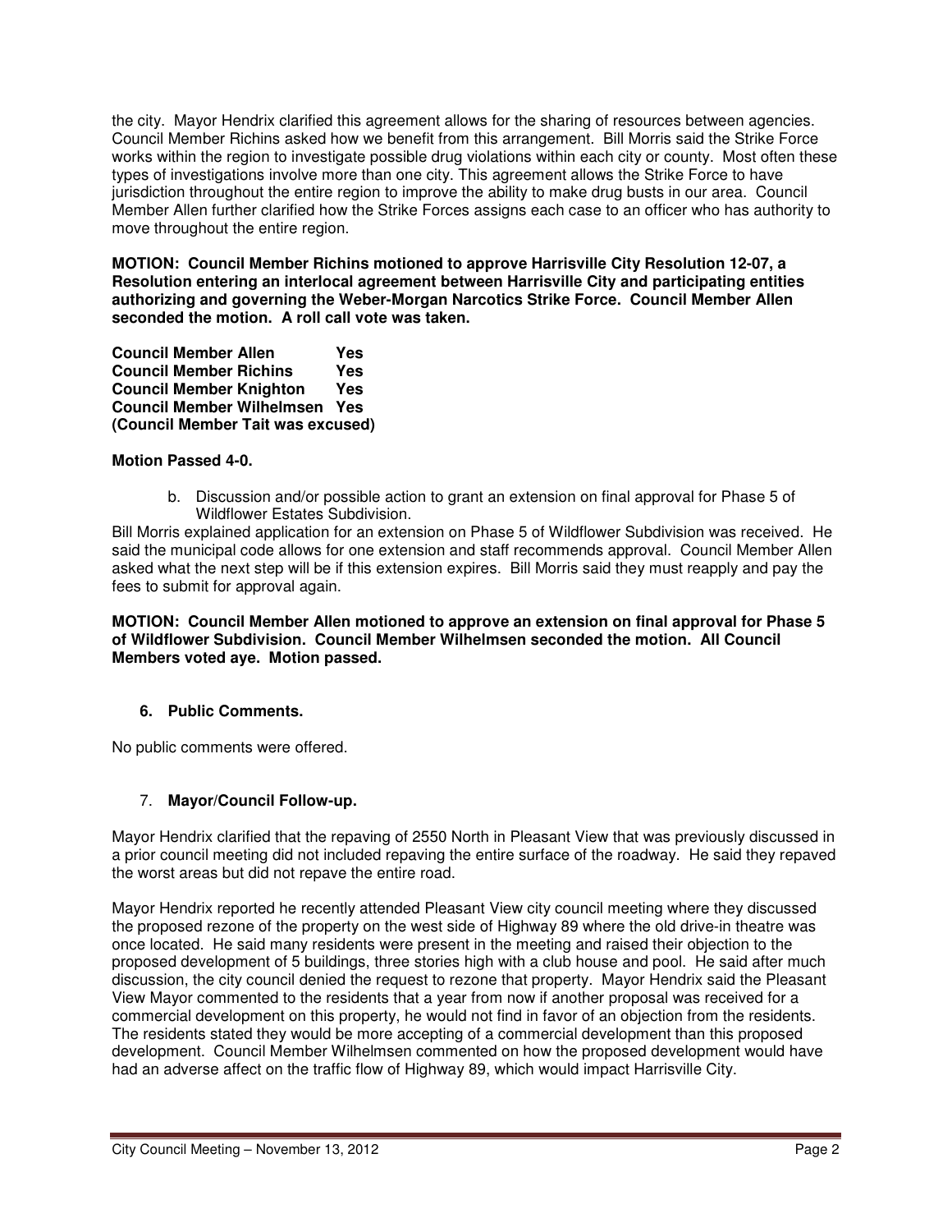the city. Mayor Hendrix clarified this agreement allows for the sharing of resources between agencies. Council Member Richins asked how we benefit from this arrangement. Bill Morris said the Strike Force works within the region to investigate possible drug violations within each city or county. Most often these types of investigations involve more than one city. This agreement allows the Strike Force to have jurisdiction throughout the entire region to improve the ability to make drug busts in our area. Council Member Allen further clarified how the Strike Forces assigns each case to an officer who has authority to move throughout the entire region.

**MOTION: Council Member Richins motioned to approve Harrisville City Resolution 12-07, a Resolution entering an interlocal agreement between Harrisville City and participating entities authorizing and governing the Weber-Morgan Narcotics Strike Force. Council Member Allen seconded the motion. A roll call vote was taken.**

**Council Member Allen Yes**
**Council Member Richins Yes**
**Council Member Knighton Yes**
**Council Member Wilhelmsen Yes**
**(Council Member Tait was excused)**

**Motion Passed 4-0.**

b. Discussion and/or possible action to grant an extension on final approval for Phase 5 of Wildflower Estates Subdivision.

Bill Morris explained application for an extension on Phase 5 of Wildflower Subdivision was received. He said the municipal code allows for one extension and staff recommends approval. Council Member Allen asked what the next step will be if this extension expires. Bill Morris said they must reapply and pay the fees to submit for approval again.

**MOTION: Council Member Allen motioned to approve an extension on final approval for Phase 5 of Wildflower Subdivision. Council Member Wilhelmsen seconded the motion. All Council Members voted aye. Motion passed.**

## 6. Public Comments.

No public comments were offered.

## 7. Mayor/Council Follow-up.

Mayor Hendrix clarified that the repaving of 2550 North in Pleasant View that was previously discussed in a prior council meeting did not included repaving the entire surface of the roadway. He said they repaved the worst areas but did not repave the entire road.

Mayor Hendrix reported he recently attended Pleasant View city council meeting where they discussed the proposed rezone of the property on the west side of Highway 89 where the old drive-in theatre was once located. He said many residents were present in the meeting and raised their objection to the proposed development of 5 buildings, three stories high with a club house and pool. He said after much discussion, the city council denied the request to rezone that property. Mayor Hendrix said the Pleasant View Mayor commented to the residents that a year from now if another proposal was received for a commercial development on this property, he would not find in favor of an objection from the residents. The residents stated they would be more accepting of a commercial development than this proposed development. Council Member Wilhelmsen commented on how the proposed development would have had an adverse affect on the traffic flow of Highway 89, which would impact Harrisville City.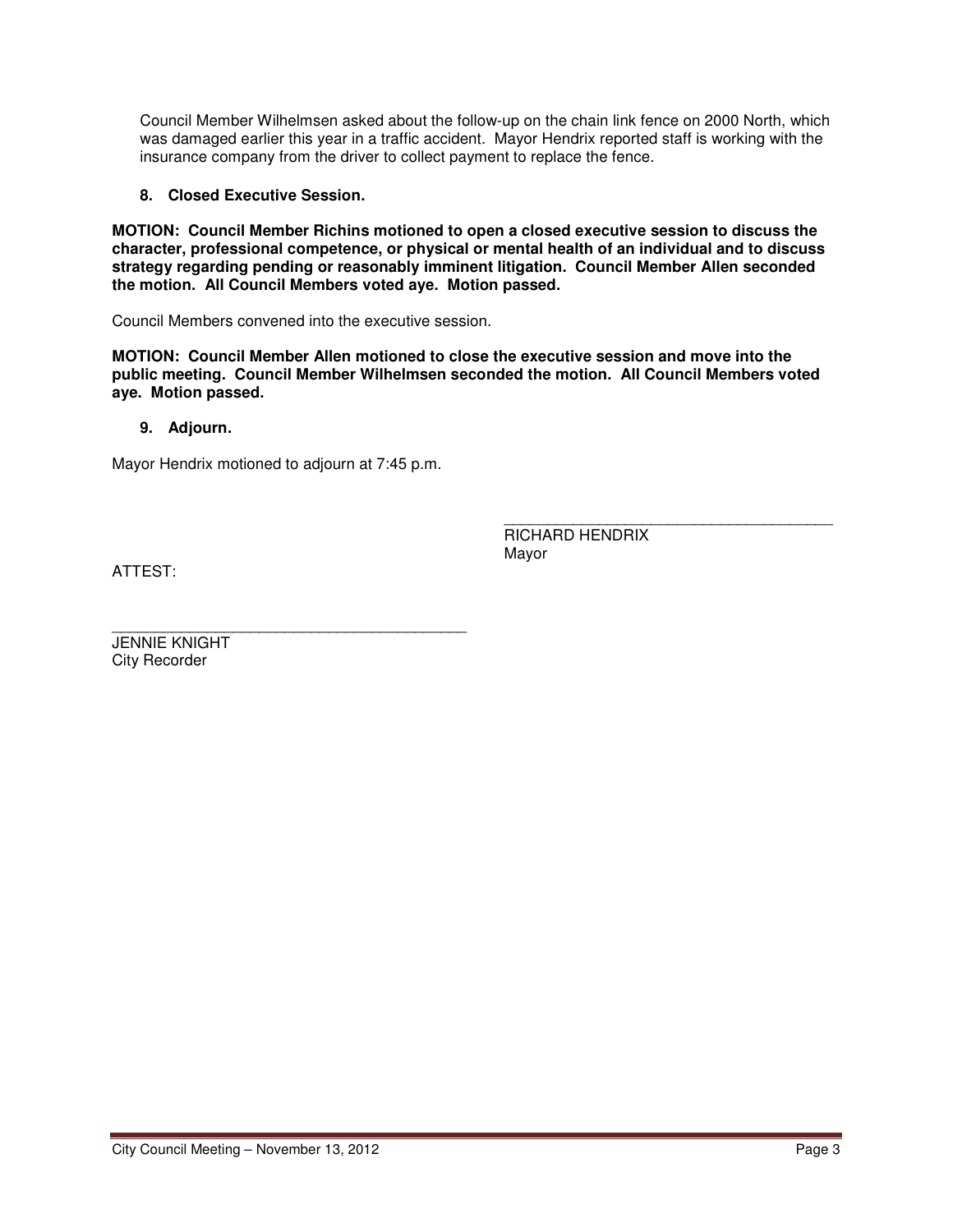Council Member Wilhelmsen asked about the follow-up on the chain link fence on 2000 North, which was damaged earlier this year in a traffic accident. Mayor Hendrix reported staff is working with the insurance company from the driver to collect payment to replace the fence.

**8. Closed Executive Session.**

**MOTION: Council Member Richins motioned to open a closed executive session to discuss the character, professional competence, or physical or mental health of an individual and to discuss strategy regarding pending or reasonably imminent litigation. Council Member Allen seconded the motion. All Council Members voted aye. Motion passed.**

Council Members convened into the executive session.

**MOTION: Council Member Allen motioned to close the executive session and move into the public meeting. Council Member Wilhelmsen seconded the motion. All Council Members voted aye. Motion passed.**

**9. Adjourn.**

Mayor Hendrix motioned to adjourn at 7:45 p.m.

\_\_\_\_\_\_\_\_\_\_\_\_\_\_\_\_\_\_\_\_\_\_\_\_\_\_\_\_\_\_\_\_\_\_\_\_\_\_\_\_
RICHARD HENDRIX
Mayor

ATTEST:

\_\_\_\_\_\_\_\_\_\_\_\_\_\_\_\_\_\_\_\_\_\_\_\_\_\_\_\_\_\_\_\_\_\_\_\_\_\_\_\_
JENNIE KNIGHT
City Recorder